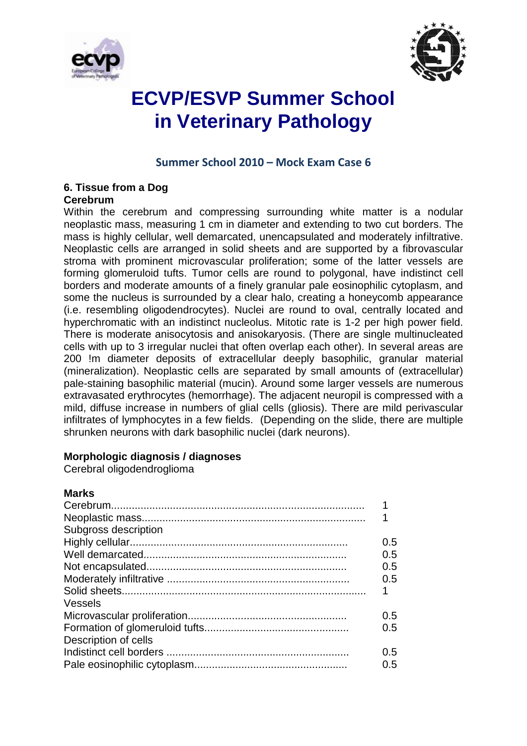# ECVP/ESVP Summer School in Veterinary Pathology

## Summer School 2010 – Mock Exam Case 6

### 6. Tissue from a Dog

**Cerebrum**

Within the cerebrum and compressing surrounding white matter is a nodular neoplastic mass, measuring 1 cm in diameter and extending to two cut borders. The mass is highly cellular, well demarcated, unencapsulated and moderately infiltrative. Neoplastic cells are arranged in solid sheets and are supported by a fibrovascular stroma with prominent microvascular proliferation; some of the latter vessels are forming glomeruloid tufts. Tumor cells are round to polygonal, have indistinct cell borders and moderate amounts of a finely granular pale eosinophilic cytoplasm, and some the nucleus is surrounded by a clear halo, creating a honeycomb appearance (i.e. resembling oligodendrocytes). Nuclei are round to oval, centrally located and hyperchromatic with an indistinct nucleolus. Mitotic rate is 1-2 per high power field. There is moderate anisocytosis and anisokaryosis. (There are single multinucleated cells with up to 3 irregular nuclei that often overlap each other). In several areas are 200 !m diameter deposits of extracellular deeply basophilic, granular material (mineralization). Neoplastic cells are separated by small amounts of (extracellular) pale-staining basophilic material (mucin). Around some larger vessels are numerous extravasated erythrocytes (hemorrhage). The adjacent neuropil is compressed with a mild, diffuse increase in numbers of glial cells (gliosis). There are mild perivascular infiltrates of lymphocytes in a few fields. (Depending on the slide, there are multiple shrunken neurons with dark basophilic nuclei (dark neurons).

**Morphologic diagnosis / diagnoses**

Cerebral oligodendroglioma

**Marks**

| | |
|---|---|
| Cerebrum | 1 |
| Neoplastic mass | 1 |
| Subgross description | |
| Highly cellular | 0.5 |
| Well demarcated | 0.5 |
| Not encapsulated | 0.5 |
| Moderately infiltrative | 0.5 |
| Solid sheets | 1 |
| Vessels | |
| Microvascular proliferation | 0.5 |
| Formation of glomeruloid tufts | 0.5 |
| Description of cells | |
| Indistinct cell borders | 0.5 |
| Pale eosinophilic cytoplasm | 0.5 |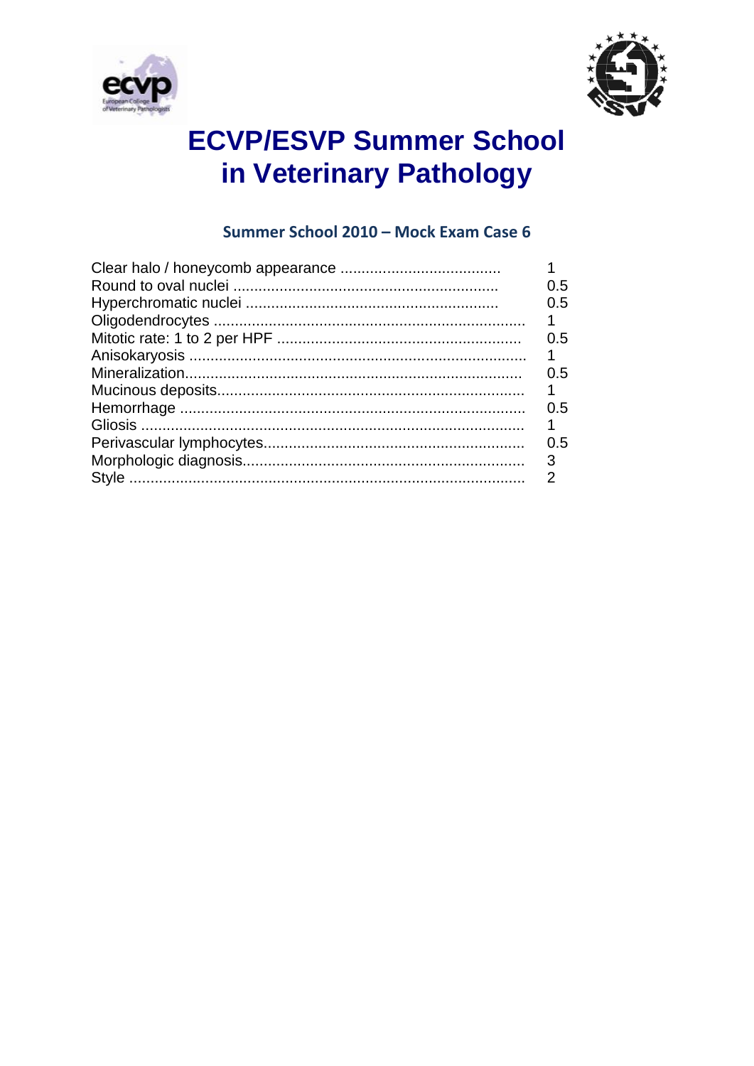# ECVP/ESVP Summer School in Veterinary Pathology

## Summer School 2010 – Mock Exam Case 6

| | |
|---|---|
| Clear halo / honeycomb appearance | 1 |
| Round to oval nuclei | 0.5 |
| Hyperchromatic nuclei | 0.5 |
| Oligodendrocytes | 1 |
| Mitotic rate: 1 to 2 per HPF | 0.5 |
| Anisokaryosis | 1 |
| Mineralization | 0.5 |
| Mucinous deposits | 1 |
| Hemorrhage | 0.5 |
| Gliosis | 1 |
| Perivascular lymphocytes | 0.5 |
| Morphologic diagnosis | 3 |
| Style | 2 |